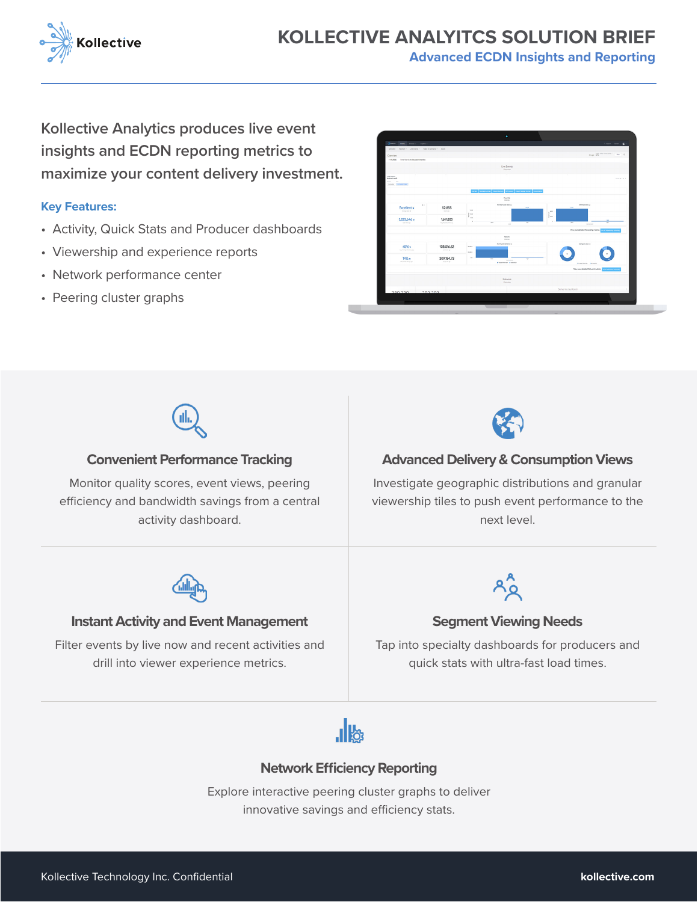# KOLLECTIVE ANALYITCS SOLUTION BRIEF

## Advanced ECDN Insights and Reporting

Kollective Analytics produces live event insights and ECDN reporting metrics to maximize your content delivery investment.

**Key Features:**

- Activity, Quick Stats and Producer dashboards
- Viewership and experience reports
- Network performance center
- Peering cluster graphs

### Convenient Performance Tracking

Monitor quality scores, event views, peering efficiency and bandwidth savings from a central activity dashboard.

### Advanced Delivery & Consumption Views

Investigate geographic distributions and granular viewership tiles to push event performance to the next level.

### Instant Activity and Event Management

Filter events by live now and recent activities and drill into viewer experience metrics.

### Segment Viewing Needs

Tap into specialty dashboards for producers and quick stats with ultra-fast load times.

### Network Efficiency Reporting

Explore interactive peering cluster graphs to deliver innovative savings and efficiency stats.

Kollective Technology Inc. Confidential

**kollective.com**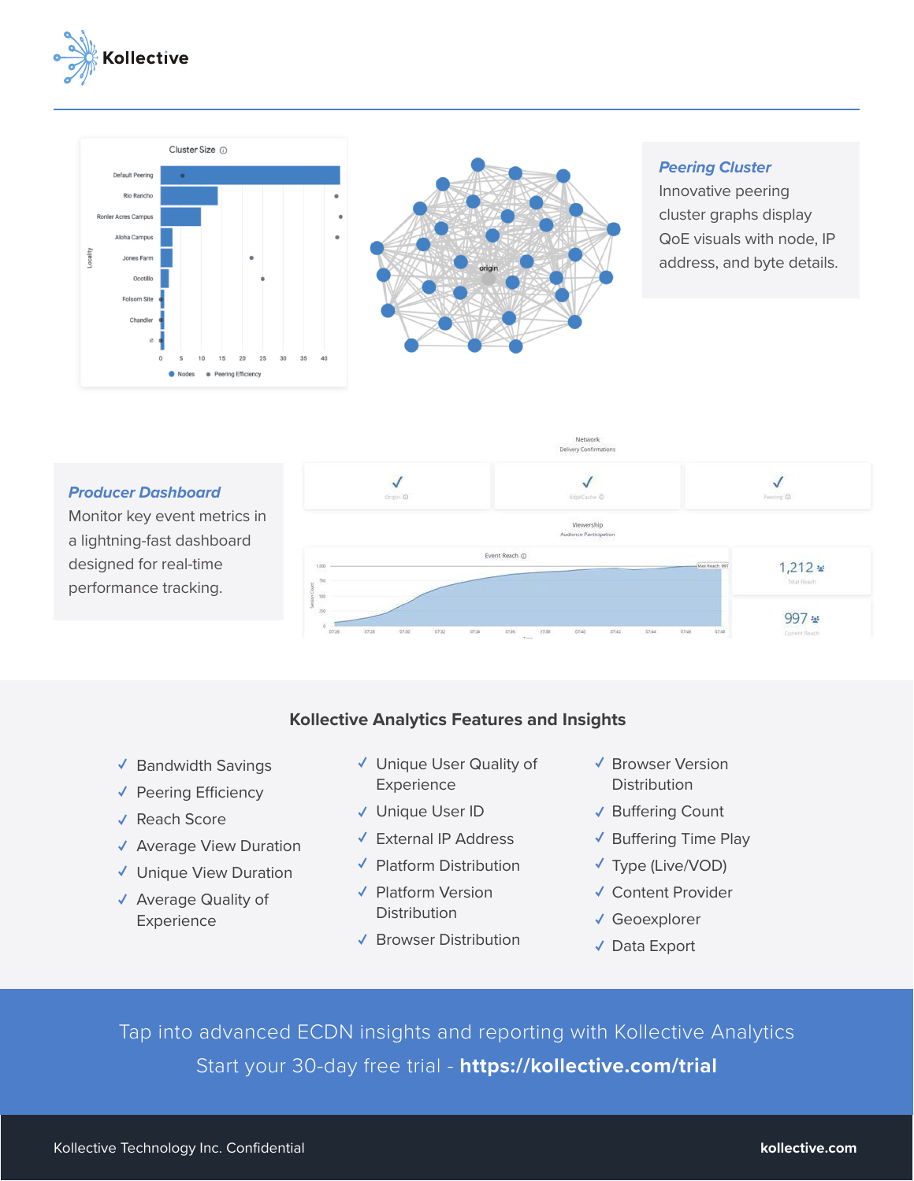Kollective

Cluster Size

Default Peering
Rio Rancho
Ronler Acres Campus
Aloha Campus
Jones Farm
Ocotillo
Folsom Site
Chandler
ø

Locality

0 5 10 15 20 25 30 35 40

Nodes Peering Efficiency

origin

## *Peering Cluster*

Innovative peering cluster graphs display QoE visuals with node, IP address, and byte details.

## *Producer Dashboard*

Monitor key event metrics in a lightning-fast dashboard designed for real-time performance tracking.

Network
Delivery Confirmations

✓ Origin
✓ EdgeCache
✓ Peering

Viewership
Audience Participation

Event Reach

Max Reach: 997

1,212
Total Reach

997
Current Reach

## Kollective Analytics Features and Insights

- ✓ Bandwidth Savings
- ✓ Peering Efficiency
- ✓ Reach Score
- ✓ Average View Duration
- ✓ Unique View Duration
- ✓ Average Quality of Experience
- ✓ Unique User Quality of Experience
- ✓ Unique User ID
- ✓ External IP Address
- ✓ Platform Distribution
- ✓ Platform Version Distribution
- ✓ Browser Distribution
- ✓ Browser Version Distribution
- ✓ Buffering Count
- ✓ Buffering Time Play
- ✓ Type (Live/VOD)
- ✓ Content Provider
- ✓ Geoexplorer
- ✓ Data Export

Tap into advanced ECDN insights and reporting with Kollective Analytics

Start your 30-day free trial - **https://kollective.com/trial**

Kollective Technology Inc. Confidential

**kollective.com**